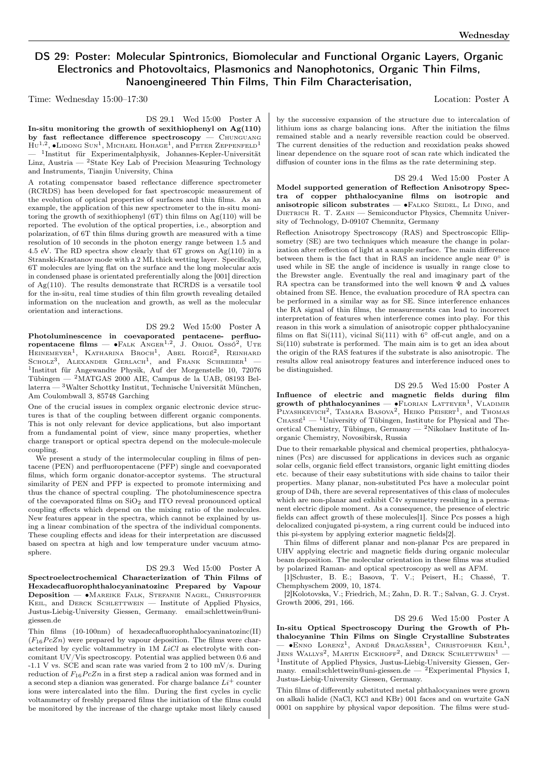# DS 29: Poster: Molecular Spintronics, Biomolecular and Functional Organic Layers, Organic Electronics and Photovoltaics, Plasmonics and Nanophotonics, Organic Thin Films, Nanoengineered Thin Films, Thin Film Characterisation,

Time: Wednesday 15:00–17:30 Location: Poster A

DS 29.1 Wed 15:00 Poster A

**In-situ monitoring the growth of sexithiophenyl on Ag(110) by fast reflectance difference spectroscopy** — Chunguang Hu[1,2], •Lidong Sun[1], Michael Hohage[1], and Peter Zeppenfeld[1] — [1]Institut für Experimentalphysik, Johannes-Kepler-Universität Linz, Austria — [2]State Key Lab of Precision Measuring Technology and Instruments, Tianjin University, China

A rotating compensator based reflectance difference spectrometer (RCRDS) has been developed for fast spectroscopic measurement of the evolution of optical properties of surfaces and thin films. As an example, the application of this new spectrometer to the in-situ monitoring the growth of sexithiophenyl (6T) thin films on Ag(110) will be reported. The evolution of the optical properties, i.e., absorption and polarization, of 6T thin films during growth are measured with a time resolution of 10 seconds in the photon energy range between 1.5 and 4.5 eV. The RD spectra show clearly that 6T grows on Ag(110) in a Stranski-Krastanov mode with a 2 ML thick wetting layer. Specifically, 6T molecules are lying flat on the surface and the long molecular axis in condensed phase is orientated preferentially along the [001] direction of Ag(110). The results demonstrate that RCRDS is a versatile tool for the in-situ, real time studies of thin film growth revealing detailed information on the nucleation and growth, as well as the molecular orientation and interactions.

DS 29.2 Wed 15:00 Poster A

**Photoluminescence in coevaporated pentacene- perfluoropentacene films** — •Falk Anger[1,2], J. Oriol Ossó[2], Ute Heinemeyer[1], Katharina Broch[1], Abel Roigé[2], Reinhard Scholz[3], Alexander Gerlach[1], and Frank Schreiber[1] — [1]Institut für Angewandte Physik, Auf der Morgenstelle 10, 72076 Tübingen — [2]MATGAS 2000 AIE, Campus de la UAB, 08193 Bellaterra — [3]Walter Schottky Institut, Technische Universität München, Am Coulombwall 3, 85748 Garching

One of the crucial issues in complex organic electronic device structures is that of the coupling between different organic components. This is not only relevant for device applications, but also important from a fundamental point of view, since many properties, whether charge transport or optical spectra depend on the molecule-molecule coupling.

We present a study of the intermolecular coupling in films of pentacene (PEN) and perfluoropentacene (PFP) single and coevaporated films, which form organic donator-acceptor systems. The structural similarity of PEN and PFP is expected to promote intermixing and thus the chance of spectral coupling. The photoluminescence spectra of the coevaporated films on $SiO_2$ and ITO reveal pronounced optical coupling effects which depend on the mixing ratio of the molecules. New features appear in the spectra, which cannot be explained by using a linear combination of the spectra of the individual components. These coupling effects and ideas for their interpretation are discussed based on spectra at high and low temperature under vacuum atmosphere.

DS 29.3 Wed 15:00 Poster A

**Spectroelectrochemical Characterization of Thin Films of Hexadecafluorophthalocyaninatozinc Prepared by Vapour Deposition** — •Mareike Falk, Stefanie Nagel, Christopher Keil, and Derck Schlettwein — Institute of Applied Physics, Justus-Liebig-University Giessen, Germany. email:schlettwein@uni-giessen.de

Thin films (10-100nm) of hexadecafluorophthalocyaninatozinc(II) ($F_{16}PcZn$) were prepared by vapour deposition. The films were characterized by cyclic voltammetry in 1M *LiCl* as electrolyte with concomitant UV/Vis spectroscopy. Potential was applied between 0.6 and -1.1 V vs. SCE and scan rate was varied from 2 to 100 mV/s. During reduction of $F_{16}PcZn$ in a first step a radical anion was formed and in a second step a dianion was generated. For charge balance $Li^+$ counter ions were intercalated into the film. During the first cycles in cyclic voltammetry of freshly prepared films the initiation of the films could be monitored by the increase of the charge uptake most likely caused by the successive expansion of the structure due to intercalation of lithium ions as charge balancing ions. After the initiation the films remained stable and a nearly reversible reaction could be observed. The current densities of the reduction and reoxidation peaks showed linear dependence on the square root of scan rate which indicated the diffusion of counter ions in the films as the rate determining step.

DS 29.4 Wed 15:00 Poster A

**Model supported generation of Reflection Anisotropy Spectra of copper phthalocyanine films on isotropic and anisotropic silicon substrates** — •Falko Seidel, Li Ding, and Dietrich R. T. Zahn — Semiconductor Physics, Chemnitz University of Technology, D-09107 Chemnitz, Germany

Reflection Anisotropy Spectroscopy (RAS) and Spectroscopic Ellipsometry (SE) are two techniques which measure the change in polarization after reflection of light at a sample surface. The main difference between them is the fact that in RAS an incidence angle near 0° is used while in SE the angle of incidence is usually in range close to the Brewster angle. Eventually the real and imaginary part of the RA spectra can be transformed into the well known Ψ and Δ values obtained from SE. Hence, the evaluation procedure of RA spectra can be performed in a similar way as for SE. Since interference enhances the RA signal of thin films, the measurements can lead to incorrect interpretation of features when interference comes into play. For this reason in this work a simulation of anisotropic copper phthalocyanine films on flat Si(111), vicinal Si(111) with 6° off-cut angle, and on a Si(110) substrate is performed. The main aim is to get an idea about the origin of the RAS features if the substrate is also anisotropic. The results allow real anisotropy features and interference induced ones to be distinguished.

DS 29.5 Wed 15:00 Poster A

**Influence of electric and magnetic fields during film growth of phthalocyanines** — •Florian Latteyer[1], Vladimir Plyashkevich[2], Tamara Basova[2], Heiko Peisert[1], and Thomas Chassé[1] — [1]University of Tübingen, Institute for Physical and Theoretical Chemistry, Tübingen, Germany — [2]Nikolaev Institute of Inorganic Chemistry, Novosibirsk, Russia

Due to their remarkable physical and chemical properties, phthalocyanines (Pcs) are discussed for applications in devices such as organic solar cells, organic field effect transistors, organic light emitting diodes etc. because of their easy substitutions with side chains to tailor their properties. Many planar, non-substituted Pcs have a molecular point group of D4h, there are several representatives of this class of molecules which are non-planar and exhibit C4v symmetry resulting in a permanent electric dipole moment. As a consequence, the presence of electric fields can affect growth of these molecules[1]. Since Pcs posses a high delocalized conjugated pi-system, a ring current could be induced into this pi-system by applying exterior magnetic fields[2].

Thin films of different planar and non-planar Pcs are prepared in UHV applying electric and magnetic fields during organic molecular beam deposition. The molecular orientation in these films was studied by polarized Raman- and optical spectroscopy as well as AFM.

[1]Schuster, B. E.; Basova, T. V.; Peisert, H.; Chassé, T. Chemphyschem 2009, 10, 1874.

[2]Kolotovska, V.; Friedrich, M.; Zahn, D. R. T.; Salvan, G. J. Cryst. Growth 2006, 291, 166.

DS 29.6 Wed 15:00 Poster A

**In-situ Optical Spectroscopy During the Growth of Phthalocyanine Thin Films on Single Crystalline Substrates** — •Enno Lorenz[1], André Dragässer[1], Christopher Keil[1], Jens Wallys[2], Martin Eickhoff[2], and Derck Schlettwein[1] — [1]Institute of Applied Physics, Justus-Liebig-University Giessen, Germany. email:schlettwein@uni-giessen.de — [2]Experimental Physics I, Justus-Liebig-University Giessen, Germany.

Thin films of differently substituted metal phthalocyanines were grown on alkali halide (NaCl, KCl and KBr) 001 faces and on wurtzite GaN 0001 on sapphire by physical vapor deposition. The films were stud-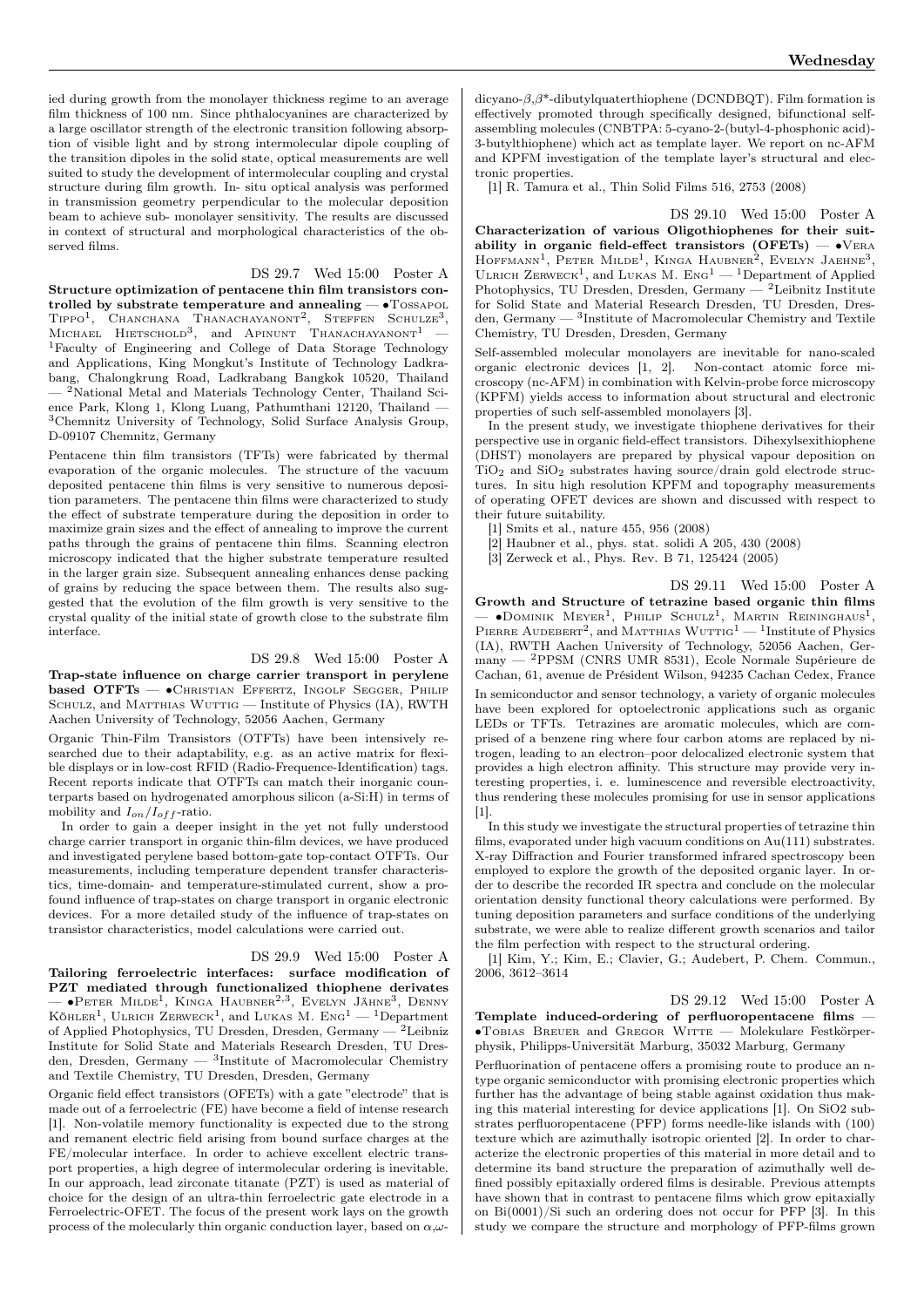ied during growth from the monolayer thickness regime to an average film thickness of 100 nm. Since phthalocyanines are characterized by a large oscillator strength of the electronic transition following absorption of visible light and by strong intermolecular dipole coupling of the transition dipoles in the solid state, optical measurements are well suited to study the development of intermolecular coupling and crystal structure during film growth. In- situ optical analysis was performed in transmission geometry perpendicular to the molecular deposition beam to achieve sub- monolayer sensitivity. The results are discussed in context of structural and morphological characteristics of the observed films.

DS 29.7 Wed 15:00 Poster A

**Structure optimization of pentacene thin film transistors controlled by substrate temperature and annealing** — •Tossapol Tippo[1], Chanchana Thanachayanont[2], Steffen Schulze[3], Michael Hietschold[3], and Apinunt Thanachayanont[1] — [1]Faculty of Engineering and College of Data Storage Technology and Applications, King Mongkut's Institute of Technology Ladkrabang, Chalongkrung Road, Ladkrabang Bangkok 10520, Thailand — [2]National Metal and Materials Technology Center, Thailand Science Park, Klong 1, Klong Luang, Pathumthani 12120, Thailand — [3]Chemnitz University of Technology, Solid Surface Analysis Group, D-09107 Chemnitz, Germany

Pentacene thin film transistors (TFTs) were fabricated by thermal evaporation of the organic molecules. The structure of the vacuum deposited pentacene thin films is very sensitive to numerous deposition parameters. The pentacene thin films were characterized to study the effect of substrate temperature during the deposition in order to maximize grain sizes and the effect of annealing to improve the current paths through the grains of pentacene thin films. Scanning electron microscopy indicated that the higher substrate temperature resulted in the larger grain size. Subsequent annealing enhances dense packing of grains by reducing the space between them. The results also suggested that the evolution of the film growth is very sensitive to the crystal quality of the initial state of growth close to the substrate film interface.

DS 29.8 Wed 15:00 Poster A

**Trap-state influence on charge carrier transport in perylene based OTFTs** — •Christian Effertz, Ingolf Segger, Philip Schulz, and Matthias Wuttig — Institute of Physics (IA), RWTH Aachen University of Technology, 52056 Aachen, Germany

Organic Thin-Film Transistors (OTFTs) have been intensively researched due to their adaptability, e.g. as an active matrix for flexible displays or in low-cost RFID (Radio-Frequence-Identification) tags. Recent reports indicate that OTFTs can match their inorganic counterparts based on hydrogenated amorphous silicon (a-Si:H) in terms of mobility and $I_{on}/I_{off}$-ratio.

In order to gain a deeper insight in the yet not fully understood charge carrier transport in organic thin-film devices, we have produced and investigated perylene based bottom-gate top-contact OTFTs. Our measurements, including temperature dependent transfer characteristics, time-domain- and temperature-stimulated current, show a profound influence of trap-states on charge transport in organic electronic devices. For a more detailed study of the influence of trap-states on transistor characteristics, model calculations were carried out.

DS 29.9 Wed 15:00 Poster A

**Tailoring ferroelectric interfaces: surface modification of PZT mediated through functionalized thiophene derivates** — •Peter Milde[1], Kinga Haubner[2,3], Evelyn Jähne[3], Denny Köhler[1], Ulrich Zerweck[1], and Lukas M. Eng[1] — [1]Department of Applied Photophysics, TU Dresden, Dresden, Germany — [2]Leibniz Institute for Solid State and Materials Research Dresden, TU Dresden, Dresden, Germany — [3]Institute of Macromolecular Chemistry and Textile Chemistry, TU Dresden, Dresden, Germany

Organic field effect transistors (OFETs) with a gate "electrode" that is made out of a ferroelectric (FE) have become a field of intense research [1]. Non-volatile memory functionality is expected due to the strong and remanent electric field arising from bound surface charges at the FE/molecular interface. In order to achieve excellent electric transport properties, a high degree of intermolecular ordering is inevitable. In our approach, lead zirconate titanate (PZT) is used as material of choice for the design of an ultra-thin ferroelectric gate electrode in a Ferroelectric-OFET. The focus of the present work lays on the growth process of the molecularly thin organic conduction layer, based on $\alpha,\omega$-dicyano-$\beta,\beta$*-dibutylquaterthiophene (DCNDBQT). Film formation is effectively promoted through specifically designed, bifunctional self-assembling molecules (CNBTPA: 5-cyano-2-(butyl-4-phosphonic acid)-3-butylthiophene) which act as template layer. We report on nc-AFM and KPFM investigation of the template layer's structural and electronic properties.

[1] R. Tamura et al., Thin Solid Films 516, 2753 (2008)

DS 29.10 Wed 15:00 Poster A

**Characterization of various Oligothiophenes for their suitability in organic field-effect transistors (OFETs)** — •Vera Hoffmann[1], Peter Milde[1], Kinga Haubner[2], Evelyn Jaehne[3], Ulrich Zerweck[1], and Lukas M. Eng[1] — [1]Department of Applied Photophysics, TU Dresden, Dresden, Germany — [2]Leibniz Institute for Solid State and Material Research Dresden, TU Dresden, Dresden, Germany — [3]Institute of Macromolecular Chemistry and Textile Chemistry, TU Dresden, Dresden, Germany

Self-assembled molecular monolayers are inevitable for nano-scaled organic electronic devices [1, 2]. Non-contact atomic force microscopy (nc-AFM) in combination with Kelvin-probe force microscopy (KPFM) yields access to information about structural and electronic properties of such self-assembled monolayers [3].

In the present study, we investigate thiophene derivatives for their perspective use in organic field-effect transistors. Dihexylsexithiophene (DHST) monolayers are prepared by physical vapour deposition on $TiO_2$ and $SiO_2$ substrates having source/drain gold electrode structures. In situ high resolution KPFM and topography measurements of operating OFET devices are shown and discussed with respect to their future suitability.

[1] Smits et al., nature 455, 956 (2008)

[2] Haubner et al., phys. stat. solidi A 205, 430 (2008)

[3] Zerweck et al., Phys. Rev. B 71, 125424 (2005)

DS 29.11 Wed 15:00 Poster A

**Growth and Structure of tetrazine based organic thin films** — •Dominik Meyer[1], Philip Schulz[1], Martin Reininghaus[1], Pierre Audebert[2], and Matthias Wuttig[1] — [1]Institute of Physics (IA), RWTH Aachen University of Technology, 52056 Aachen, Germany — [2]PPSM (CNRS UMR 8531), Ecole Normale Supérieure de Cachan, 61, avenue de Président Wilson, 94235 Cachan Cedex, France

In semiconductor and sensor technology, a variety of organic molecules have been explored for optoelectronic applications such as organic LEDs or TFTs. Tetrazines are aromatic molecules, which are comprised of a benzene ring where four carbon atoms are replaced by nitrogen, leading to an electron–poor delocalized electronic system that provides a high electron affinity. This structure may provide very interesting properties, i. e. luminescence and reversible electroactivity, thus rendering these molecules promising for use in sensor applications [1].

In this study we investigate the structural properties of tetrazine thin films, evaporated under high vacuum conditions on Au(111) substrates. X-ray Diffraction and Fourier transformed infrared spectroscopy been employed to explore the growth of the deposited organic layer. In order to describe the recorded IR spectra and conclude on the molecular orientation density functional theory calculations were performed. By tuning deposition parameters and surface conditions of the underlying substrate, we were able to realize different growth scenarios and tailor the film perfection with respect to the structural ordering.

[1] Kim, Y.; Kim, E.; Clavier, G.; Audebert, P. Chem. Commun., 2006, 3612–3614

DS 29.12 Wed 15:00 Poster A

**Template induced-ordering of perfluoropentacene films** — •Tobias Breuer and Gregor Witte — Molekulare Festkörperphysik, Philipps-Universität Marburg, 35032 Marburg, Germany

Perfluorination of pentacene offers a promising route to produce an n-type organic semiconductor with promising electronic properties which further has the advantage of being stable against oxidation thus making this material interesting for device applications [1]. On SiO2 substrates perfluoropentacene (PFP) forms needle-like islands with (100) texture which are azimuthally isotropic oriented [2]. In order to characterize the electronic properties of this material in more detail and to determine its band structure the preparation of azimuthally well defined possibly epitaxially ordered films is desirable. Previous attempts have shown that in contrast to pentacene films which grow epitaxially on Bi(0001)/Si such an ordering does not occur for PFP [3]. In this study we compare the structure and morphology of PFP-films grown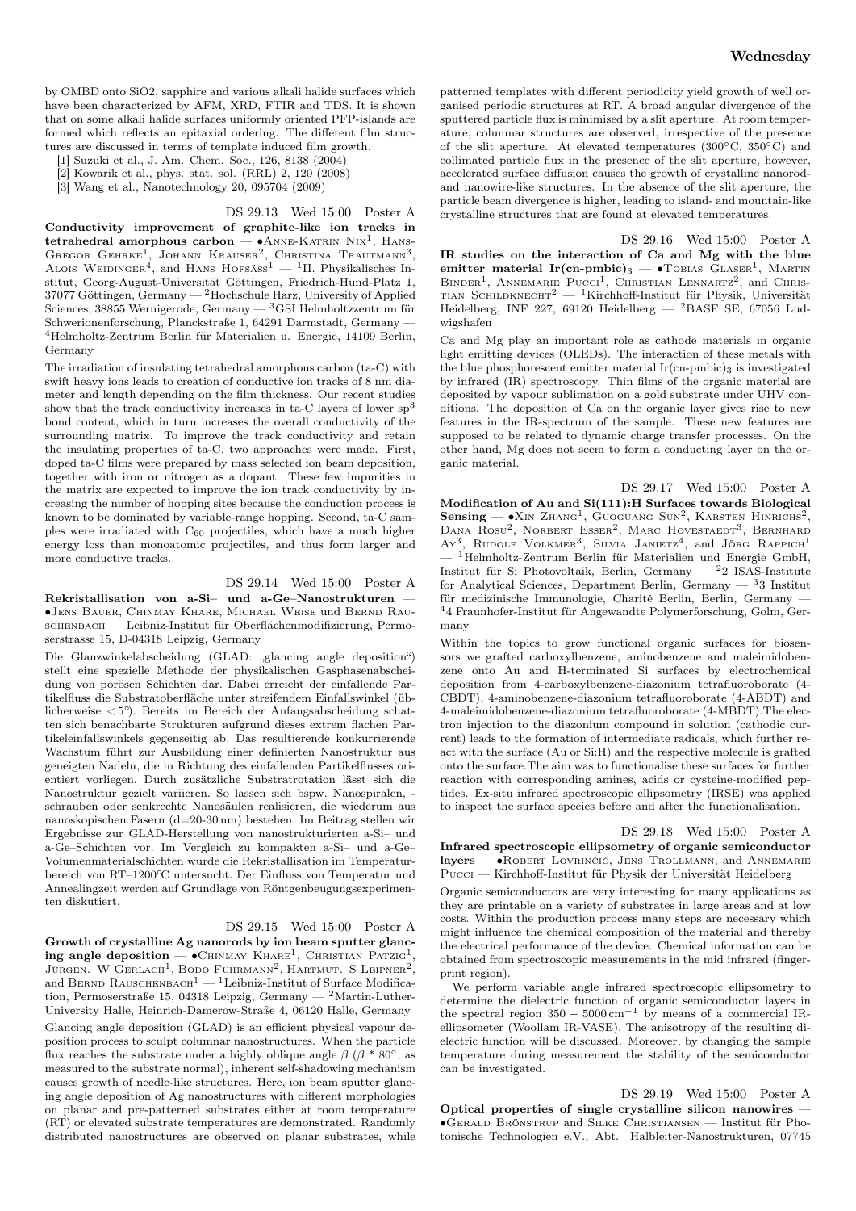by OMBD onto SiO2, sapphire and various alkali halide surfaces which have been characterized by AFM, XRD, FTIR and TDS. It is shown that on some alkali halide surfaces uniformly oriented PFP-islands are formed which reflects an epitaxial ordering. The different film structures are discussed in terms of template induced film growth.

[1] Suzuki et al., J. Am. Chem. Soc., 126, 8138 (2004)

[2] Kowarik et al., phys. stat. sol. (RRL) 2, 120 (2008)

[3] Wang et al., Nanotechnology 20, 095704 (2009)

DS 29.13 Wed 15:00 Poster A

**Conductivity improvement of graphite-like ion tracks in tetrahedral amorphous carbon** — •Anne-Katrin Nix[1], Hans-Gregor Gehrke[1], Johann Krauser[2], Christina Trautmann[3], Alois Weidinger[4], and Hans Hofsäss[1] — [1]II. Physikalisches Institut, Georg-August-Universität Göttingen, Friedrich-Hund-Platz 1, 37077 Göttingen, Germany — [2]Hochschule Harz, University of Applied Sciences, 38855 Wernigerode, Germany — [3]GSI Helmholtzzentrum für Schwerionenforschung, Planckstraße 1, 64291 Darmstadt, Germany — [4]Helmholtz-Zentrum Berlin für Materialien u. Energie, 14109 Berlin, Germany

The irradiation of insulating tetrahedral amorphous carbon (ta-C) with swift heavy ions leads to creation of conductive ion tracks of 8 nm diameter and length depending on the film thickness. Our recent studies show that the track conductivity increases in ta-C layers of lower $sp^3$ bond content, which in turn increases the overall conductivity of the surrounding matrix. To improve the track conductivity and retain the insulating properties of ta-C, two approaches were made. First, doped ta-C films were prepared by mass selected ion beam deposition, together with iron or nitrogen as a dopant. These few impurities in the matrix are expected to improve the ion track conductivity by increasing the number of hopping sites because the conduction process is known to be dominated by variable-range hopping. Second, ta-C samples were irradiated with $C_{60}$ projectiles, which have a much higher energy loss than monoatomic projectiles, and thus form larger and more conductive tracks.

DS 29.14 Wed 15:00 Poster A

**Rekristallisation von a-Si– und a-Ge–Nanostrukturen** — •Jens Bauer, Chinmay Khare, Michael Weise und Bernd Rauschenbach — Leibniz-Institut für Oberflächenmodifizierung, Permoserstrasse 15, D-04318 Leipzig, Germany

Die Glanzwinkelabscheidung (GLAD: „glancing angle deposition") stellt eine spezielle Methode der physikalischen Gasphasenabscheidung von porösen Schichten dar. Dabei erreicht der einfallende Partikelfluss die Substratoberfläche unter streifendem Einfallswinkel (üblicherweise $< 5°$). Bereits im Bereich der Anfangsabscheidung schatten sich benachbarte Strukturen aufgrund dieses extrem flachen Partikeleinfallswinkels gegenseitig ab. Das resultierende konkurrierende Wachstum führt zur Ausbildung einer definierten Nanostruktur aus geneigten Nadeln, die in Richtung des einfallenden Partikelflusses orientiert vorliegen. Durch zusätzliche Substratrotation lässt sich die Nanostruktur gezielt variieren. So lassen sich bspw. Nanospiralen, -schrauben oder senkrechte Nanosäulen realisieren, die wiederum aus nanoskopischen Fasern (d=20-30 nm) bestehen. Im Beitrag stellen wir Ergebnisse zur GLAD-Herstellung von nanostrukturierten a-Si– und a-Ge–Schichten vor. Im Vergleich zu kompakten a-Si– und a-Ge–Volumenmaterialschichten wurde die Rekristallisation im Temperaturbereich von RT–1200°C untersucht. Der Einfluss von Temperatur und Annealingzeit werden auf Grundlage von Röntgenbeugungsexperimenten diskutiert.

DS 29.15 Wed 15:00 Poster A

**Growth of crystalline Ag nanorods by ion beam sputter glancing angle deposition** — •Chinmay Khare[1], Christian Patzig[1], Jürgen. W Gerlach[1], Bodo Fuhrmann[2], Hartmut. S Leipner[2], and Bernd Rauschenbach[1] — [1]Leibniz-Institut of Surface Modification, Permoserstraße 15, 04318 Leipzig, Germany — [2]Martin-Luther-University Halle, Heinrich-Damerow-Straße 4, 06120 Halle, Germany

Glancing angle deposition (GLAD) is an efficient physical vapour deposition process to sculpt columnar nanostructures. When the particle flux reaches the substrate under a highly oblique angle $\beta$ ($\beta$ * 80°, as measured to the substrate normal), inherent self-shadowing mechanism causes growth of needle-like structures. Here, ion beam sputter glancing angle deposition of Ag nanostructures with different morphologies on planar and pre-patterned substrates either at room temperature (RT) or elevated substrate temperatures are demonstrated. Randomly distributed nanostructures are observed on planar substrates, while patterned templates with different periodicity yield growth of well organised periodic structures at RT. A broad angular divergence of the sputtered particle flux is minimised by a slit aperture. At room temperature, columnar structures are observed, irrespective of the presence of the slit aperture. At elevated temperatures (300°C, 350°C) and collimated particle flux in the presence of the slit aperture, however, accelerated surface diffusion causes the growth of crystalline nanorod- and nanowire-like structures. In the absence of the slit aperture, the particle beam divergence is higher, leading to island- and mountain-like crystalline structures that are found at elevated temperatures.

DS 29.16 Wed 15:00 Poster A

**IR studies on the interaction of Ca and Mg with the blue emitter material Ir(cn-pmbic)$_3$** — •Tobias Glaser[1], Martin Binder[1], Annemarie Pucci[1], Christian Lennartz[2], and Christian Schildknecht[2] — [1]Kirchhoff-Institut für Physik, Universität Heidelberg, INF 227, 69120 Heidelberg — [2]BASF SE, 67056 Ludwigshafen

Ca and Mg play an important role as cathode materials in organic light emitting devices (OLEDs). The interaction of these metals with the blue phosphorescent emitter material Ir(cn-pmbic)$_3$ is investigated by infrared (IR) spectroscopy. Thin films of the organic material are deposited by vapour sublimation on a gold substrate under UHV conditions. The deposition of Ca on the organic layer gives rise to new features in the IR-spectrum of the sample. These new features are supposed to be related to dynamic charge transfer processes. On the other hand, Mg does not seem to form a conducting layer on the organic material.

DS 29.17 Wed 15:00 Poster A

**Modification of Au and Si(111):H Surfaces towards Biological Sensing** — •Xin Zhang[1], Guoguang Sun[2], Karsten Hinrichs[2], Dana Rosu[2], Norbert Esser[2], Marc Hovestaedt[3], Bernhard Ay[3], Rudolf Volkmer[3], Silvia Janietz[4], and Jörg Rappich[1] — [1]Helmholtz-Zentrum Berlin für Materialien und Energie GmbH, Institut für Si Photovoltaik, Berlin, Germany — [2]2 ISAS-Institute for Analytical Sciences, Department Berlin, Germany — [3]3 Institut für medizinische Immunologie, Charité Berlin, Berlin, Germany — [4]4 Fraunhofer-Institut für Angewandte Polymerforschung, Golm, Germany

Within the topics to grow functional organic surfaces for biosensors we grafted carboxylbenzene, aminobenzene and maleimidobenzene onto Au and H-terminated Si surfaces by electrochemical deposition from 4-carboxylbenzene-diazonium tetrafluoroborate (4-CBDT), 4-aminobenzene-diazonium tetrafluoroborate (4-ABDT) and 4-maleimidobenzene-diazonium tetrafluoroborate (4-MBDT).The electron injection to the diazonium compound in solution (cathodic current) leads to the formation of intermediate radicals, which further react with the surface (Au or Si:H) and the respective molecule is grafted onto the surface.The aim was to functionalise these surfaces for further reaction with corresponding amines, acids or cysteine-modified peptides. Ex-situ infrared spectroscopic ellipsometry (IRSE) was applied to inspect the surface species before and after the functionalisation.

DS 29.18 Wed 15:00 Poster A

**Infrared spectroscopic ellipsometry of organic semiconductor layers** — •Robert Lovrinčić, Jens Trollmann, and Annemarie Pucci — Kirchhoff-Institut für Physik der Universität Heidelberg

Organic semiconductors are very interesting for many applications as they are printable on a variety of substrates in large areas and at low costs. Within the production process many steps are necessary which might influence the chemical composition of the material and thereby the electrical performance of the device. Chemical information can be obtained from spectroscopic measurements in the mid infrared (fingerprint region).

We perform variable angle infrared spectroscopic ellipsometry to determine the dielectric function of organic semiconductor layers in the spectral region $350 - 5000\,\mathrm{cm}^{-1}$ by means of a commercial IR-ellipsometer (Woollam IR-VASE). The anisotropy of the resulting dielectric function will be discussed. Moreover, by changing the sample temperature during measurement the stability of the semiconductor can be investigated.

DS 29.19 Wed 15:00 Poster A

**Optical properties of single crystalline silicon nanowires** — •Gerald Brönstrup and Silke Christiansen — Institut für Photonische Technologien e.V., Abt. Halbleiter-Nanostrukturen, 07745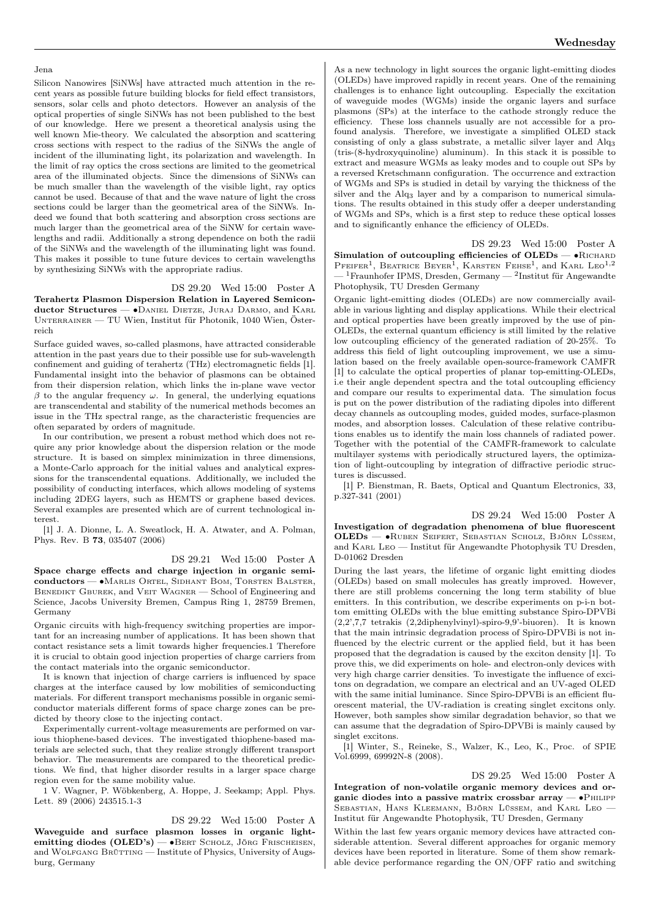Jena

Silicon Nanowires [SiNWs] have attracted much attention in the recent years as possible future building blocks for field effect transistors, sensors, solar cells and photo detectors. However an analysis of the optical properties of single SiNWs has not been published to the best of our knowledge. Here we present a theoretical analysis using the well known Mie-theory. We calculated the absorption and scattering cross sections with respect to the radius of the SiNWs the angle of incident of the illuminating light, its polarization and wavelength. In the limit of ray optics the cross sections are limited to the geometrical area of the illuminated objects. Since the dimensions of SiNWs can be much smaller than the wavelength of the visible light, ray optics cannot be used. Because of that and the wave nature of light the cross sections could be larger than the geometrical area of the SiNWs. Indeed we found that both scattering and absorption cross sections are much larger than the geometrical area of the SiNW for certain wavelengths and radii. Additionally a strong dependence on both the radii of the SiNWs and the wavelength of the illuminating light was found. This makes it possible to tune future devices to certain wavelengths by synthesizing SiNWs with the appropriate radius.

DS 29.20 Wed 15:00 Poster A

**Terahertz Plasmon Dispersion Relation in Layered Semiconductor Structures** — •Daniel Dietze, Juraj Darmo, and Karl Unterrainer — TU Wien, Institut für Photonik, 1040 Wien, Österreich

Surface guided waves, so-called plasmons, have attracted considerable attention in the past years due to their possible use for sub-wavelength confinement and guiding of terahertz (THz) electromagnetic fields [1]. Fundamental insight into the behavior of plasmons can be obtained from their dispersion relation, which links the in-plane wave vector $\beta$ to the angular frequency $\omega$. In general, the underlying equations are transcendental and stability of the numerical methods becomes an issue in the THz spectral range, as the characteristic frequencies are often separated by orders of magnitude.

In our contribution, we present a robust method which does not require any prior knowledge about the dispersion relation or the mode structure. It is based on simplex minimization in three dimensions, a Monte-Carlo approach for the initial values and analytical expressions for the transcendental equations. Additionally, we included the possibility of conducting interfaces, which allows modeling of systems including 2DEG layers, such as HEMTS or graphene based devices. Several examples are presented which are of current technological interest.

[1] J. A. Dionne, L. A. Sweatlock, H. A. Atwater, and A. Polman, Phys. Rev. B **73**, 035407 (2006)

DS 29.21 Wed 15:00 Poster A

**Space charge effects and charge injection in organic semiconductors** — •Marlis Ortel, Sidhant Bom, Torsten Balster, Benedikt Gburek, and Veit Wagner — School of Engineering and Science, Jacobs University Bremen, Campus Ring 1, 28759 Bremen, Germany

Organic circuits with high-frequency switching properties are important for an increasing number of applications. It has been shown that contact resistance sets a limit towards higher frequencies.1 Therefore it is crucial to obtain good injection properties of charge carriers from the contact materials into the organic semiconductor.

It is known that injection of charge carriers is influenced by space charges at the interface caused by low mobilities of semiconducting materials. For different transport mechanisms possible in organic semiconductor materials different forms of space charge zones can be predicted by theory close to the injecting contact.

Experimentally current-voltage measurements are performed on various thiophene-based devices. The investigated thiophene-based materials are selected such, that they realize strongly different transport behavior. The measurements are compared to the theoretical predictions. We find, that higher disorder results in a larger space charge region even for the same mobility value.

1 V. Wagner, P. Wöbkenberg, A. Hoppe, J. Seekamp; Appl. Phys. Lett. 89 (2006) 243515.1-3

DS 29.22 Wed 15:00 Poster A

**Waveguide and surface plasmon losses in organic light-emitting diodes (OLED's)** — •Bert Scholz, Jörg Frischeisen, and Wolfgang Brütting — Institute of Physics, University of Augsburg, Germany

As a new technology in light sources the organic light-emitting diodes (OLEDs) have improved rapidly in recent years. One of the remaining challenges is to enhance light outcoupling. Especially the excitation of waveguide modes (WGMs) inside the organic layers and surface plasmons (SPs) at the interface to the cathode strongly reduce the efficiency. These loss channels usually are not accessible for a profound analysis. Therefore, we investigate a simplified OLED stack consisting of only a glass substrate, a metallic silver layer and $Alq_3$ (tris-(8-hydroxyquinoline) aluminum). In this stack it is possible to extract and measure WGMs as leaky modes and to couple out SPs by a reversed Kretschmann configuration. The occurrence and extraction of WGMs and SPs is studied in detail by varying the thickness of the silver and the $Alq_3$ layer and by a comparison to numerical simulations. The results obtained in this study offer a deeper understanding of WGMs and SPs, which is a first step to reduce these optical losses and to significantly enhance the efficiency of OLEDs.

DS 29.23 Wed 15:00 Poster A

**Simulation of outcoupling efficiencies of OLEDs** — •Richard Pfeifer[1], Beatrice Beyer[1], Karsten Fehse[1], and Karl Leo[1,2] — [1]Fraunhofer IPMS, Dresden, Germany — [2]Institut für Angewandte Photophysik, TU Dresden Germany

Organic light-emitting diodes (OLEDs) are now commercially available in various lighting and display applications. While their electrical and optical properties have been greatly improved by the use of pin-OLEDs, the external quantum efficiency is still limited by the relative low outcoupling efficiency of the generated radiation of 20-25%. To address this field of light outcoupling improvement, we use a simulation based on the freely available open-source-framework CAMFR [1] to calculate the optical properties of planar top-emitting-OLEDs, i.e their angle dependent spectra and the total outcoupling efficiency and compare our results to experimental data. The simulation focus is put on the power distribution of the radiating dipoles into different decay channels as outcoupling modes, guided modes, surface-plasmon modes, and absorption losses. Calculation of these relative contributions enables us to identify the main loss channels of radiated power. Together with the potential of the CAMFR-framework to calculate multilayer systems with periodically structured layers, the optimization of light-outcoupling by integration of diffractive periodic structures is discussed.

[1] P. Bienstman, R. Baets, Optical and Quantum Electronics, 33, p.327-341 (2001)

DS 29.24 Wed 15:00 Poster A

**Investigation of degradation phenomena of blue fluorescent OLEDs** — •Ruben Seifert, Sebastian Scholz, Björn Lüssem, and Karl Leo — Institut für Angewandte Photophysik TU Dresden, D-01062 Dresden

During the last years, the lifetime of organic light emitting diodes (OLEDs) based on small molecules has greatly improved. However, there are still problems concerning the long term stability of blue emitters. In this contribution, we describe experiments on p-i-n bottom emitting OLEDs with the blue emitting substance Spiro-DPVBi (2,2',7,7 tetrakis (2,2diphenylvinyl)-spiro-9,9'-biuoren). It is known that the main intrinsic degradation process of Spiro-DPVBi is not influenced by the electric current or the applied field, but it has been proposed that the degradation is caused by the exciton density [1]. To prove this, we did experiments on hole- and electron-only devices with very high charge carrier densities. To investigate the influence of excitons on degradation, we compare an electrical and an UV-aged OLED with the same initial luminance. Since Spiro-DPVBi is an efficient fluorescent material, the UV-radiation is creating singlet excitons only. However, both samples show similar degradation behavior, so that we can assume that the degradation of Spiro-DPVBi is mainly caused by singlet excitons.

[1] Winter, S., Reineke, S., Walzer, K., Leo, K., Proc. of SPIE Vol.6999, 69992N-8 (2008).

DS 29.25 Wed 15:00 Poster A

**Integration of non-volatile organic memory devices and organic diodes into a passive matrix crossbar array** — •Philipp Sebastian, Hans Kleemann, Björn Lüssem, and Karl Leo — Institut für Angewandte Photophysik, TU Dresden, Germany

Within the last few years organic memory devices have attracted considerable attention. Several different approaches for organic memory devices have been reported in literature. Some of them show remarkable device performance regarding the ON/OFF ratio and switching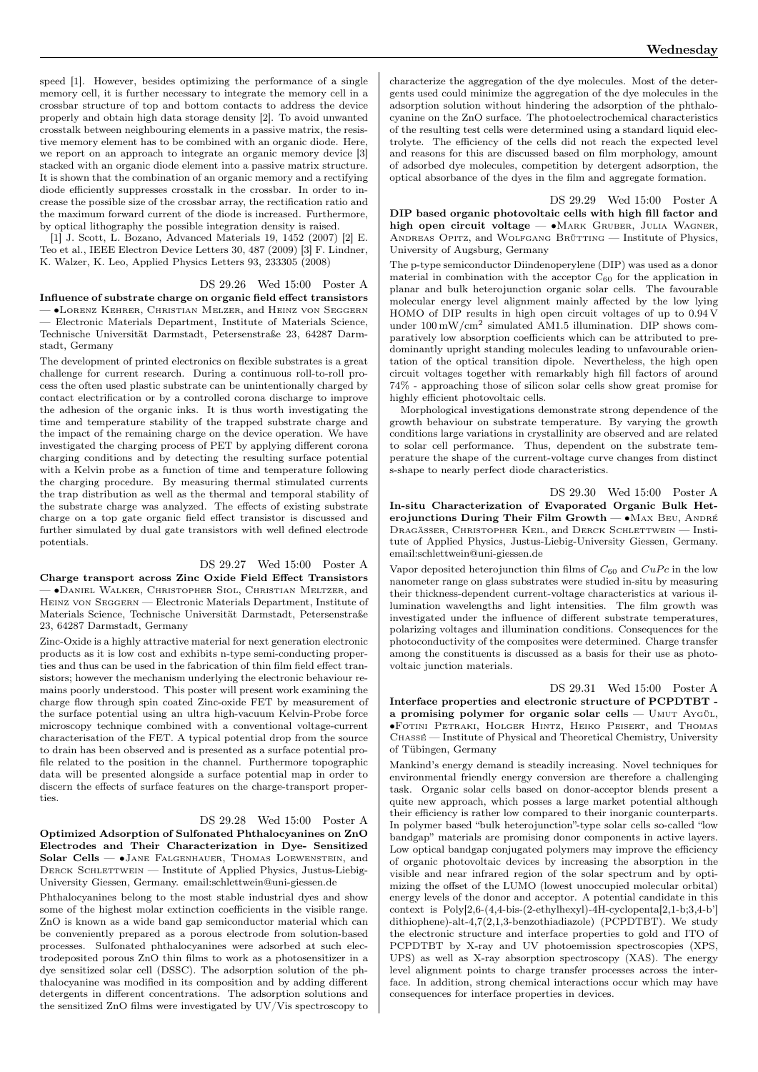speed [1]. However, besides optimizing the performance of a single memory cell, it is further necessary to integrate the memory cell in a crossbar structure of top and bottom contacts to address the device properly and obtain high data storage density [2]. To avoid unwanted crosstalk between neighbouring elements in a passive matrix, the resistive memory element has to be combined with an organic diode. Here, we report on an approach to integrate an organic memory device [3] stacked with an organic diode element into a passive matrix structure. It is shown that the combination of an organic memory and a rectifying diode efficiently suppresses crosstalk in the crossbar. In order to increase the possible size of the crossbar array, the rectification ratio and the maximum forward current of the diode is increased. Furthermore, by optical lithography the possible integration density is raised.

[1] J. Scott, L. Bozano, Advanced Materials 19, 1452 (2007) [2] E. Teo et al., IEEE Electron Device Letters 30, 487 (2009) [3] F. Lindner, K. Walzer, K. Leo, Applied Physics Letters 93, 233305 (2008)

DS 29.26 Wed 15:00 Poster A

**Influence of substrate charge on organic field effect transistors** — •Lorenz Kehrer, Christian Melzer, and Heinz von Seggern — Electronic Materials Department, Institute of Materials Science, Technische Universität Darmstadt, Petersenstraße 23, 64287 Darmstadt, Germany

The development of printed electronics on flexible substrates is a great challenge for current research. During a continuous roll-to-roll process the often used plastic substrate can be unintentionally charged by contact electrification or by a controlled corona discharge to improve the adhesion of the organic inks. It is thus worth investigating the time and temperature stability of the trapped substrate charge and the impact of the remaining charge on the device operation. We have investigated the charging process of PET by applying different corona charging conditions and by detecting the resulting surface potential with a Kelvin probe as a function of time and temperature following the charging procedure. By measuring thermal stimulated currents the trap distribution as well as the thermal and temporal stability of the substrate charge was analyzed. The effects of existing substrate charge on a top gate organic field effect transistor is discussed and further simulated by dual gate transistors with well defined electrode potentials.

DS 29.27 Wed 15:00 Poster A

**Charge transport across Zinc Oxide Field Effect Transistors** — •Daniel Walker, Christopher Siol, Christian Meltzer, and Heinz von Seggern — Electronic Materials Department, Institute of Materials Science, Technische Universität Darmstadt, Petersenstraße 23, 64287 Darmstadt, Germany

Zinc-Oxide is a highly attractive material for next generation electronic products as it is low cost and exhibits n-type semi-conducting properties and thus can be used in the fabrication of thin film field effect transistors; however the mechanism underlying the electronic behaviour remains poorly understood. This poster will present work examining the charge flow through spin coated Zinc-oxide FET by measurement of the surface potential using an ultra high-vacuum Kelvin-Probe force microscopy technique combined with a conventional voltage-current characterisation of the FET. A typical potential drop from the source to drain has been observed and is presented as a surface potential profile related to the position in the channel. Furthermore topographic data will be presented alongside a surface potential map in order to discern the effects of surface features on the charge-transport properties.

DS 29.28 Wed 15:00 Poster A

**Optimized Adsorption of Sulfonated Phthalocyanines on ZnO Electrodes and Their Characterization in Dye- Sensitized Solar Cells** — •Jane Falgenhauer, Thomas Loewenstein, and Derck Schlettwein — Institute of Applied Physics, Justus-Liebig-University Giessen, Germany. email:schlettwein@uni-giessen.de

Phthalocyanines belong to the most stable industrial dyes and show some of the highest molar extinction coefficients in the visible range. ZnO is known as a wide band gap semiconductor material which can be conveniently prepared as a porous electrode from solution-based processes. Sulfonated phthalocyanines were adsorbed at such electrodeposited porous ZnO thin films to work as a photosensitizer in a dye sensitized solar cell (DSSC). The adsorption solution of the phthalocyanine was modified in its composition and by adding different detergents in different concentrations. The adsorption solutions and the sensitized ZnO films were investigated by UV/Vis spectroscopy to characterize the aggregation of the dye molecules. Most of the detergents used could minimize the aggregation of the dye molecules in the adsorption solution without hindering the adsorption of the phthalocyanine on the ZnO surface. The photoelectrochemical characteristics of the resulting test cells were determined using a standard liquid electrolyte. The efficiency of the cells did not reach the expected level and reasons for this are discussed based on film morphology, amount of adsorbed dye molecules, competition by detergent adsorption, the optical absorbance of the dyes in the film and aggregate formation.

DS 29.29 Wed 15:00 Poster A

**DIP based organic photovoltaic cells with high fill factor and high open circuit voltage** — •Mark Gruber, Julia Wagner, Andreas Opitz, and Wolfgang Brütting — Institute of Physics, University of Augsburg, Germany

The p-type semiconductor Diindenoperylene (DIP) was used as a donor material in combination with the acceptor $C_{60}$ for the application in planar and bulk heterojunction organic solar cells. The favourable molecular energy level alignment mainly affected by the low lying HOMO of DIP results in high open circuit voltages of up to 0.94 V under 100 mW/cm$^2$ simulated AM1.5 illumination. DIP shows comparatively low absorption coefficients which can be attributed to predominantly upright standing molecules leading to unfavourable orientation of the optical transition dipole. Nevertheless, the high open circuit voltages together with remarkably high fill factors of around 74% - approaching those of silicon solar cells show great promise for highly efficient photovoltaic cells.

Morphological investigations demonstrate strong dependence of the growth behaviour on substrate temperature. By varying the growth conditions large variations in crystallinity are observed and are related to solar cell performance. Thus, dependent on the substrate temperature the shape of the current-voltage curve changes from distinct s-shape to nearly perfect diode characteristics.

DS 29.30 Wed 15:00 Poster A

**In-situ Characterization of Evaporated Organic Bulk Heterojunctions During Their Film Growth** — •Max Beu, André Dragässer, Christopher Keil, and Derck Schlettwein — Institute of Applied Physics, Justus-Liebig-University Giessen, Germany. email:schlettwein@uni-giessen.de

Vapor deposited heterojunction thin films of $C_{60}$ and $CuPc$ in the low nanometer range on glass substrates were studied in-situ by measuring their thickness-dependent current-voltage characteristics at various illumination wavelengths and light intensities. The film growth was investigated under the influence of different substrate temperatures, polarizing voltages and illumination conditions. Consequences for the photoconductivity of the composites were determined. Charge transfer among the constituents is discussed as a basis for their use as photovoltaic junction materials.

DS 29.31 Wed 15:00 Poster A

**Interface properties and electronic structure of PCPDTBT - a promising polymer for organic solar cells** — Umut Aygül, •Fotini Petraki, Holger Hintz, Heiko Peisert, and Thomas Chassé — Institute of Physical and Theoretical Chemistry, University of Tübingen, Germany

Mankind's energy demand is steadily increasing. Novel techniques for environmental friendly energy conversion are therefore a challenging task. Organic solar cells based on donor-acceptor blends present a quite new approach, which posses a large market potential although their efficiency is rather low compared to their inorganic counterparts. In polymer based "bulk heterojunction"-type solar cells so-called "low bandgap" materials are promising donor components in active layers. Low optical bandgap conjugated polymers may improve the efficiency of organic photovoltaic devices by increasing the absorption in the visible and near infrared region of the solar spectrum and by optimizing the offset of the LUMO (lowest unoccupied molecular orbital) energy levels of the donor and acceptor. A potential candidate in this context is Poly[2,6-(4,4-bis-(2-ethylhexyl)-4H-cyclopenta[2,1-b;3,4-b'] dithiophene)-alt-4,7(2,1,3-benzothiadiazole) (PCPDTBT). We study the electronic structure and interface properties to gold and ITO of PCPDTBT by X-ray and UV photoemission spectroscopies (XPS, UPS) as well as X-ray absorption spectroscopy (XAS). The energy level alignment points to charge transfer processes across the interface. In addition, strong chemical interactions occur which may have consequences for interface properties in devices.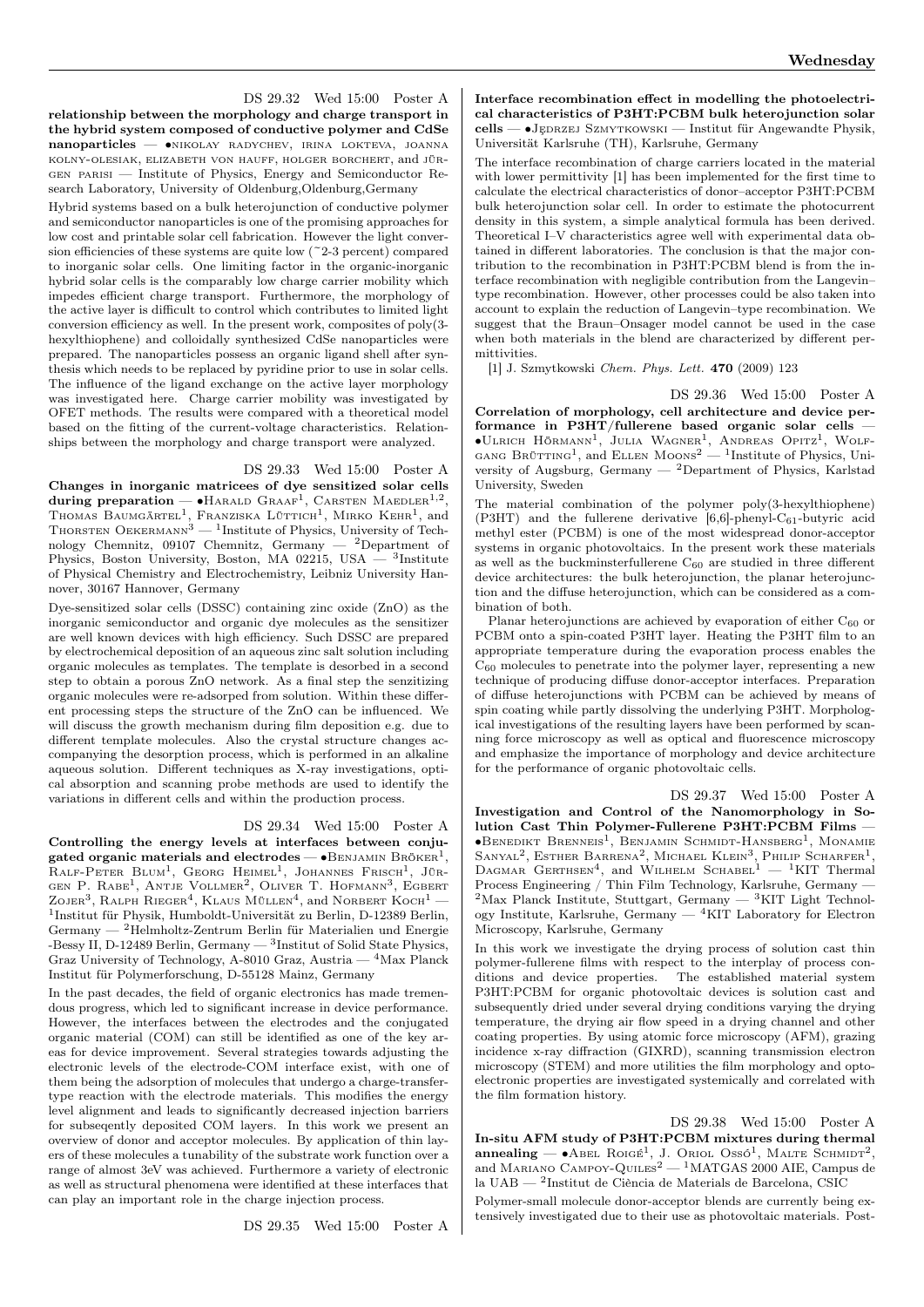DS 29.32 Wed 15:00 Poster A

**relationship between the morphology and charge transport in the hybrid system composed of conductive polymer and CdSe nanoparticles** — •Nikolay Radychev, Irina Lokteva, Joanna Kolny-Olesiak, Elizabeth von Hauff, Holger Borchert, and Jürgen Parisi — Institute of Physics, Energy and Semiconductor Research Laboratory, University of Oldenburg,Oldenburg,Germany

Hybrid systems based on a bulk heterojunction of conductive polymer and semiconductor nanoparticles is one of the promising approaches for low cost and printable solar cell fabrication. However the light conversion efficiencies of these systems are quite low (~2-3 percent) compared to inorganic solar cells. One limiting factor in the organic-inorganic hybrid solar cells is the comparably low charge carrier mobility which impedes efficient charge transport. Furthermore, the morphology of the active layer is difficult to control which contributes to limited light conversion efficiency as well. In the present work, composites of poly(3-hexylthiophene) and colloidally synthesized CdSe nanoparticles were prepared. The nanoparticles possess an organic ligand shell after synthesis which needs to be replaced by pyridine prior to use in solar cells. The influence of the ligand exchange on the active layer morphology was investigated here. Charge carrier mobility was investigated by OFET methods. The results were compared with a theoretical model based on the fitting of the current-voltage characteristics. Relationships between the morphology and charge transport were analyzed.

DS 29.33 Wed 15:00 Poster A

**Changes in inorganic matricees of dye sensitized solar cells during preparation** — •Harald Graaf[1], Carsten Maedler[1,2], Thomas Baumgärtel[1], Franziska Lüttich[1], Mirko Kehr[1], and Thorsten Oekermann[3] — [1]Institute of Physics, University of Technology Chemnitz, 09107 Chemnitz, Germany — [2]Department of Physics, Boston University, Boston, MA 02215, USA — [3]Institute of Physical Chemistry and Electrochemistry, Leibniz University Hannover, 30167 Hannover, Germany

Dye-sensitized solar cells (DSSC) containing zinc oxide (ZnO) as the inorganic semiconductor and organic dye molecules as the sensitizer are well known devices with high efficiency. Such DSSC are prepared by electrochemical deposition of an aqueous zinc salt solution including organic molecules as templates. The template is desorbed in a second step to obtain a porous ZnO network. As a final step the senzitizing organic molecules were re-adsorped from solution. Within these different processing steps the structure of the ZnO can be influenced. We will discuss the growth mechanism during film deposition e.g. due to different template molecules. Also the crystal structure changes accompanying the desorption process, which is performed in an alkaline aqueous solution. Different techniques as X-ray investigations, optical absorption and scanning probe methods are used to identify the variations in different cells and within the production process.

DS 29.34 Wed 15:00 Poster A

**Controlling the energy levels at interfaces between conjugated organic materials and electrodes** — •Benjamin Bröker[1], Ralf-Peter Blum[1], Georg Heimel[1], Johannes Frisch[1], Jürgen P. Rabe[1], Antje Vollmer[2], Oliver T. Hofmann[3], Egbert Zojer[3], Ralph Rieger[4], Klaus Müllen[4], and Norbert Koch[1] — [1]Institut für Physik, Humboldt-Universität zu Berlin, D-12389 Berlin, Germany — [2]Helmholtz-Zentrum Berlin für Materialien und Energie -Bessy II, D-12489 Berlin, Germany — [3]Institut of Solid State Physics, Graz University of Technology, A-8010 Graz, Austria — [4]Max Planck Institut für Polymerforschung, D-55128 Mainz, Germany

In the past decades, the field of organic electronics has made tremendous progress, which led to significant increase in device performance. However, the interfaces between the electrodes and the conjugated organic material (COM) can still be identified as one of the key areas for device improvement. Several strategies towards adjusting the electronic levels of the electrode-COM interface exist, with one of them being the adsorption of molecules that undergo a charge-transfer-type reaction with the electrode materials. This modifies the energy level alignment and leads to significantly decreased injection barriers for subseqently deposited COM layers. In this work we present an overview of donor and acceptor molecules. By application of thin layers of these molecules a tunability of the substrate work function over a range of almost 3eV was achieved. Furthermore a variety of electronic as well as structural phenomena were identified at these interfaces that can play an important role in the charge injection process.

DS 29.35 Wed 15:00 Poster A

**Interface recombination effect in modelling the photoelectrical characteristics of P3HT:PCBM bulk heterojunction solar cells** — •Jędrzej Szmytkowski — Institut für Angewandte Physik, Universität Karlsruhe (TH), Karlsruhe, Germany

The interface recombination of charge carriers located in the material with lower permittivity [1] has been implemented for the first time to calculate the electrical characteristics of donor–acceptor P3HT:PCBM bulk heterojunction solar cell. In order to estimate the photocurrent density in this system, a simple analytical formula has been derived. Theoretical I–V characteristics agree well with experimental data obtained in different laboratories. The conclusion is that the major contribution to the recombination in P3HT:PCBM blend is from the interface recombination with negligible contribution from the Langevin–type recombination. However, other processes could be also taken into account to explain the reduction of Langevin–type recombination. We suggest that the Braun–Onsager model cannot be used in the case when both materials in the blend are characterized by different permittivities.

[1] J. Szmytkowski *Chem. Phys. Lett.* **470** (2009) 123

DS 29.36 Wed 15:00 Poster A

**Correlation of morphology, cell architecture and device performance in P3HT/fullerene based organic solar cells** — •Ulrich Hörmann[1], Julia Wagner[1], Andreas Opitz[1], Wolfgang Brütting[1], and Ellen Moons[2] — [1]Institute of Physics, University of Augsburg, Germany — [2]Department of Physics, Karlstad University, Sweden

The material combination of the polymer poly(3-hexylthiophene) (P3HT) and the fullerene derivative [6,6]-phenyl-$C_{61}$-butyric acid methyl ester (PCBM) is one of the most widespread donor-acceptor systems in organic photovoltaics. In the present work these materials as well as the buckminsterfullerene $C_{60}$ are studied in three different device architectures: the bulk heterojunction, the planar heterojunction and the diffuse heterojunction, which can be considered as a combination of both.

Planar heterojunctions are achieved by evaporation of either $C_{60}$ or PCBM onto a spin-coated P3HT layer. Heating the P3HT film to an appropriate temperature during the evaporation process enables the $C_{60}$ molecules to penetrate into the polymer layer, representing a new technique of producing diffuse donor-acceptor interfaces. Preparation of diffuse heterojunctions with PCBM can be achieved by means of spin coating while partly dissolving the underlying P3HT. Morphological investigations of the resulting layers have been performed by scanning force microscopy as well as optical and fluorescence microscopy and emphasize the importance of morphology and device architecture for the performance of organic photovoltaic cells.

DS 29.37 Wed 15:00 Poster A

**Investigation and Control of the Nanomorphology in Solution Cast Thin Polymer-Fullerene P3HT:PCBM Films** — •Benedikt Brenneis[1], Benjamin Schmidt-Hansberg[1], Monamie Sanyal[2], Esther Barrena[2], Michael Klein[3], Philip Scharfer[1], Dagmar Gerthsen[4], and Wilhelm Schabel[1] — [1]KIT Thermal Process Engineering / Thin Film Technology, Karlsruhe, Germany — [2]Max Planck Institute, Stuttgart, Germany — [3]KIT Light Technology Institute, Karlsruhe, Germany — [4]KIT Laboratory for Electron Microscopy, Karlsruhe, Germany

In this work we investigate the drying process of solution cast thin polymer-fullerene films with respect to the interplay of process conditions and device properties. The established material system P3HT:PCBM for organic photovoltaic devices is solution cast and subsequently dried under several drying conditions varying the drying temperature, the drying air flow speed in a drying channel and other coating properties. By using atomic force microscopy (AFM), grazing incidence x-ray diffraction (GIXRD), scanning transmission electron microscopy (STEM) and more utilities the film morphology and optoelectronic properties are investigated systemically and correlated with the film formation history.

DS 29.38 Wed 15:00 Poster A

**In-situ AFM study of P3HT:PCBM mixtures during thermal annealing** — •Abel Roigé[1], J. Oriol Ossó[1], Malte Schmidt[2], and Mariano Campoy-Quiles[2] — [1]MATGAS 2000 AIE, Campus de la UAB — [2]Institut de Ciència de Materials de Barcelona, CSIC

Polymer-small molecule donor-acceptor blends are currently being extensively investigated due to their use as photovoltaic materials. Post-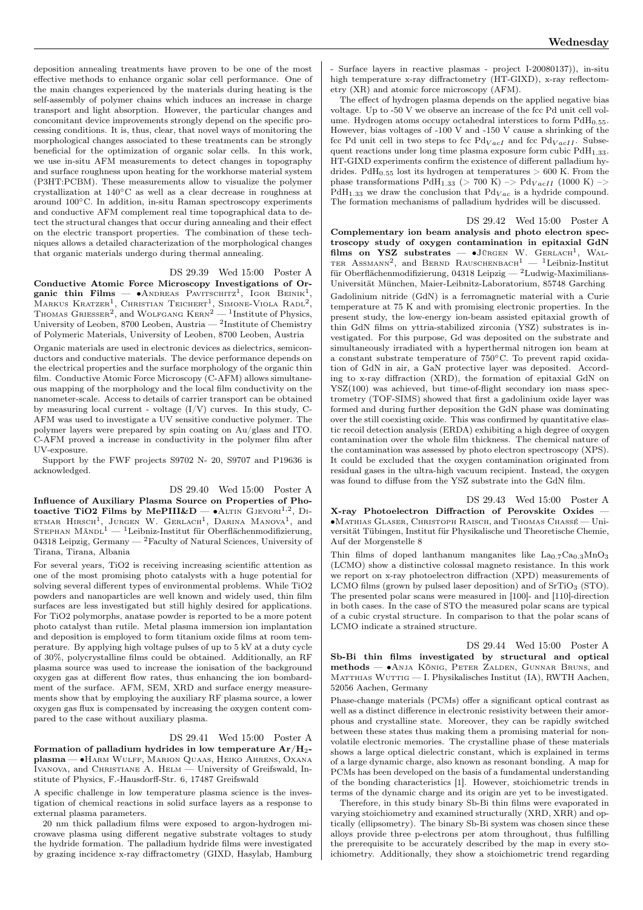deposition annealing treatments have proven to be one of the most effective methods to enhance organic solar cell performance. One of the main changes experienced by the materials during heating is the self-assembly of polymer chains which induces an increase in charge transport and light absorption. However, the particular changes and concomitant device improvements strongly depend on the specific processing conditions. It is, thus, clear, that novel ways of monitoring the morphological changes associated to these treatments can be strongly beneficial for the optimization of organic solar cells. In this work, we use in-situ AFM measurements to detect changes in topography and surface roughness upon heating for the workhorse material system (P3HT:PCBM). These measurements allow to visualize the polymer crystallization at 140°C as well as a clear decrease in roughness at around 100°C. In addition, in-situ Raman spectroscopy experiments and conductive AFM complement real time topographical data to detect the structural changes that occur during annealing and their effect on the electric transport properties. The combination of these techniques allows a detailed characterization of the morphological changes that organic materials undergo during thermal annealing.

DS 29.39 Wed 15:00 Poster A

**Conductive Atomic Force Microscopy Investigations of Organic thin Films** — •Andreas Pavitschitz[1], Igor Beinik[1], Markus Kratzer[1], Christian Teichert[1], Simone-Viola Radl[2], Thomas Griesser[2], and Wolfgang Kern[2] — [1]Institute of Physics, University of Leoben, 8700 Leoben, Austria — [2]Institute of Chemistry of Polymeric Materials, University of Leoben, 8700 Leoben, Austria

Organic materials are used in electronic devices as dielectrics, semiconductors and conductive materials. The device performance depends on the electrical properties and the surface morphology of the organic thin film. Conductive Atomic Force Microscopy (C-AFM) allows simultaneous mapping of the morphology and the local film conductivity on the nanometer-scale. Access to details of carrier transport can be obtained by measuring local current - voltage (I/V) curves. In this study, C-AFM was used to investigate a UV sensitive conductive polymer. The polymer layers were prepared by spin coating on Au/glass and ITO. C-AFM proved a increase in conductivity in the polymer film after UV-exposure.

Support by the FWF projects S9702 N- 20, S9707 and P19636 is acknowledged.

DS 29.40 Wed 15:00 Poster A

**Influence of Auxiliary Plasma Source on Properties of Photoactive TiO2 Films by MePIII&D** — •Altin Gjevori[1,2], Dietmar Hirsch[1], Jurgen W. Gerlach[1], Darina Manova[1], and Stephan Mändl[1] — [1]Leibniz-Institut für Oberflächenmodifizierung, 04318 Leipzig, Germany — [2]Faculty of Natural Sciences, University of Tirana, Tirana, Albania

For several years, TiO2 is receiving increasing scientific attention as one of the most promising photo catalysts with a huge potential for solving several different types of environmental problems. While TiO2 powders and nanoparticles are well known and widely used, thin film surfaces are less investigated but still highly desired for applications. For TiO2 polymorphs, anatase powder is reported to be a more potent photo catalyst than rutile. Metal plasma immersion ion implantation and deposition is employed to form titanium oxide films at room temperature. By applying high voltage pulses of up to 5 kV at a duty cycle of 30%, polycrystalline films could be obtained. Additionally, an RF plasma source was used to increase the ionisation of the background oxygen gas at different flow rates, thus enhancing the ion bombardment of the surface. AFM, SEM, XRD and surface energy measurements show that by employing the auxiliary RF plasma source, a lower oxygen gas flux is compensated by increasing the oxygen content compared to the case without auxiliary plasma.

DS 29.41 Wed 15:00 Poster A

**Formation of palladium hydrides in low temperature Ar/$H_2$-plasma** — •Harm Wulff, Marion Quaas, Heiko Ahrens, Oxana Ivanova, and Christiane A. Helm — University of Greifswald, Institute of Physics, F.-Hausdorff-Str. 6, 17487 Greifswald

A specific challenge in low temperature plasma science is the investigation of chemical reactions in solid surface layers as a response to external plasma parameters.

20 nm thick palladium films were exposed to argon-hydrogen microwave plasma using different negative substrate voltages to study the hydride formation. The palladium hydride films were investigated by grazing incidence x-ray diffractometry (GIXD, Hasylab, Hamburg - Surface layers in reactive plasmas - project I-20080137)), in-situ high temperature x-ray diffractometry (HT-GIXD), x-ray reflectometry (XR) and atomic force microscopy (AFM).

The effect of hydrogen plasma depends on the applied negative bias voltage. Up to -50 V we observe an increase of the fcc Pd unit cell volume. Hydrogen atoms occupy octahedral interstices to form $PdH_{0.55}$. However, bias voltages of -100 V and -150 V cause a shrinking of the fcc Pd unit cell in two steps to fcc $Pd_{VacI}$ and fcc $Pd_{VacII}$. Subsequent reactions under long time plasma exposure form cubic $PdH_{1.33}$. HT-GIXD experiments confirm the existence of different palladium hydrides. $PdH_{0.55}$ lost its hydrogen at temperatures > 600 K. From the phase transformations $PdH_{1.33}$ (> 700 K) –> $Pd_{VacII}$ (1000 K) –> $PdH_{1.33}$ we draw the conclusion that $Pd_{Vac}$ is a hydride compound. The formation mechanisms of palladium hydrides will be discussed.

DS 29.42 Wed 15:00 Poster A

**Complementary ion beam analysis and photo electron spectroscopy study of oxygen contamination in epitaxial GdN films on YSZ substrates** — •Jürgen W. Gerlach[1], Walter Assmann[2], and Bernd Rauschenbach[1] — [1]Leibniz-Institut für Oberflächenmodifizierung, 04318 Leipzig — [2]Ludwig-Maximilians-Universität München, Maier-Leibnitz-Laboratorium, 85748 Garching

Gadolinium nitride (GdN) is a ferromagnetic material with a Curie temperature at 75 K and with promising electronic properties. In the present study, the low-energy ion-beam assisted epitaxial growth of thin GdN films on yttria-stabilized zirconia (YSZ) substrates is investigated. For this purpose, Gd was deposited on the substrate and simultaneously irradiated with a hyperthermal nitrogen ion beam at a constant substrate temperature of 750°C. To prevent rapid oxidation of GdN in air, a GaN protective layer was deposited. According to x-ray diffraction (XRD), the formation of epitaxial GdN on YSZ(100) was achieved, but time-of-flight secondary ion mass spectrometry (TOF-SIMS) showed that first a gadolinium oxide layer was formed and during further deposition the GdN phase was dominating over the still coexisting oxide. This was confirmed by quantitative elastic recoil detection analysis (ERDA) exhibiting a high degree of oxygen contamination over the whole film thickness. The chemical nature of the contamination was assessed by photo electron spectroscopy (XPS). It could be excluded that the oxygen contamination originated from residual gases in the ultra-high vacuum recipient. Instead, the oxygen was found to diffuse from the YSZ substrate into the GdN film.

DS 29.43 Wed 15:00 Poster A

**X-ray Photoelectron Diffraction of Perovskite Oxides** — •Mathias Glaser, Christoph Raisch, and Thomas Chassé — Universität Tübingen, Institut für Physikalische und Theoretische Chemie, Auf der Morgenstelle 8

Thin films of doped lanthanum manganites like $La_{0.7}Ca_{0.3}MnO_3$ (LCMO) show a distinctive colossal magneto resistance. In this work we report on x-ray photoelectron diffraction (XPD) measurements of LCMO films (grown by pulsed laser deposition) and of $SrTiO_3$ (STO). The presented polar scans were measured in [100]- and [110]-direction in both cases. In the case of STO the measured polar scans are typical of a cubic crystal structure. In comparison to that the polar scans of LCMO indicate a strained structure.

DS 29.44 Wed 15:00 Poster A

**Sb-Bi thin films investigated by structural and optical methods** — •Anja König, Peter Zalden, Gunnar Bruns, and Matthias Wuttig — I. Physikalisches Institut (IA), RWTH Aachen, 52056 Aachen, Germany

Phase-change materials (PCMs) offer a significant optical contrast as well as a distinct difference in electronic resistivity between their amorphous and crystalline state. Moreover, they can be rapidly switched between these states thus making them a promising material for nonvolatile electronic memories. The crystalline phase of these materials shows a large optical dielectric constant, which is explained in terms of a large dynamic charge, also known as resonant bonding. A map for PCMs has been developed on the basis of a fundamental understanding of the bonding characteristics [1]. However, stoichiometric trends in terms of the dynamic charge and its origin are yet to be investigated.

Therefore, in this study binary Sb-Bi thin films were evaporated in varying stoichiometry and examined structurally (XRD, XRR) and optically (ellipsometry). The binary Sb-Bi system was chosen since these alloys provide three p-electrons per atom throughout, thus fulfilling the prerequisite to be accurately described by the map in every stoichiometry. Additionally, they show a stoichiometric trend regarding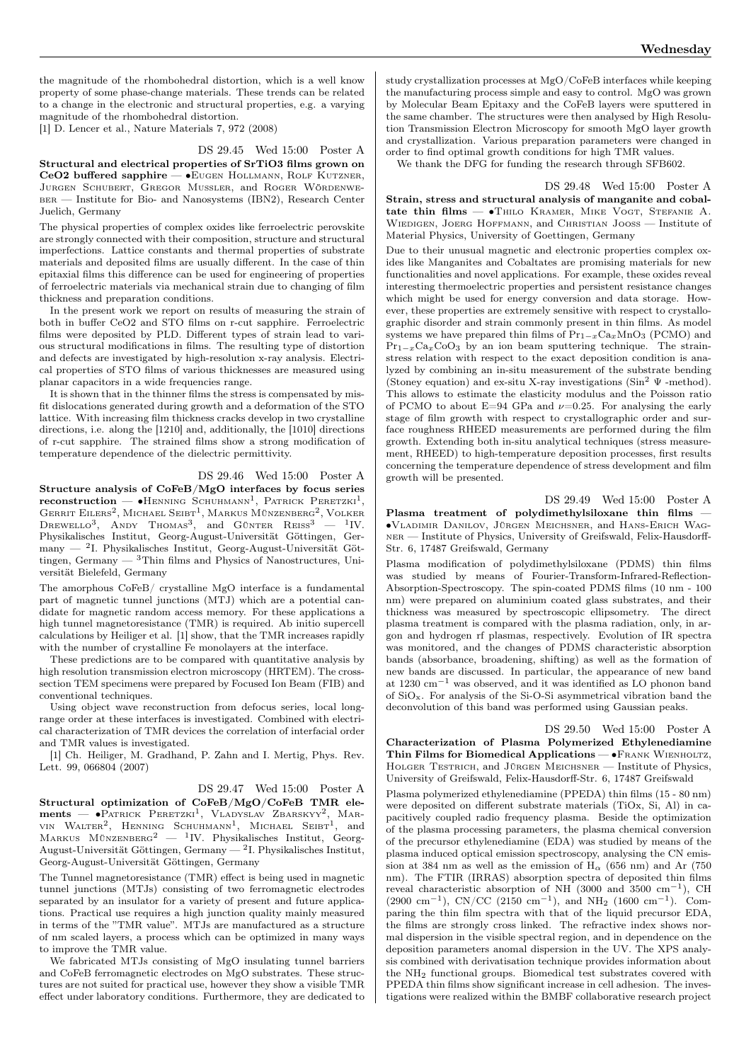the magnitude of the rhombohedral distortion, which is a well know property of some phase-change materials. These trends can be related to a change in the electronic and structural properties, e.g. a varying magnitude of the rhombohedral distortion.

[1] D. Lencer et al., Nature Materials 7, 972 (2008)

DS 29.45 Wed 15:00 Poster A

**Structural and electrical properties of SrTiO3 films grown on CeO2 buffered sapphire** — •Eugen Hollmann, Rolf Kutzner, Jurgen Schubert, Gregor Mussler, and Roger Wördenweber — Institute for Bio- and Nanosystems (IBN2), Research Center Juelich, Germany

The physical properties of complex oxides like ferroelectric perovskite are strongly connected with their composition, structure and structural imperfections. Lattice constants and thermal properties of substrate materials and deposited films are usually different. In the case of thin epitaxial films this difference can be used for engineering of properties of ferroelectric materials via mechanical strain due to changing of film thickness and preparation conditions.

In the present work we report on results of measuring the strain of both in buffer CeO2 and STO films on r-cut sapphire. Ferroelectric films were deposited by PLD. Different types of strain lead to various structural modifications in films. The resulting type of distortion and defects are investigated by high-resolution x-ray analysis. Electrical properties of STO films of various thicknesses are measured using planar capacitors in a wide frequencies range.

It is shown that in the thinner films the stress is compensated by misfit dislocations generated during growth and a deformation of the STO lattice. With increasing film thickness cracks develop in two crystalline directions, i.e. along the [1210] and, additionally, the [1010] directions of r-cut sapphire. The strained films show a strong modification of temperature dependence of the dielectric permittivity.

DS 29.46 Wed 15:00 Poster A

**Structure analysis of CoFeB/MgO interfaces by focus series reconstruction** — •Henning Schuhmann[1], Patrick Peretzki[1], Gerrit Eilers[2], Michael Seibt[1], Markus Münzenberg[2], Volker Drewello[3], Andy Thomas[3], and Günter Reiss[3] — [1]IV. Physikalisches Institut, Georg-August-Universität Göttingen, Germany — [2]I. Physikalisches Institut, Georg-August-Universität Göttingen, Germany — [3]Thin films and Physics of Nanostructures, Universität Bielefeld, Germany

The amorphous CoFeB/ crystalline MgO interface is a fundamental part of magnetic tunnel junctions (MTJ) which are a potential candidate for magnetic random access memory. For these applications a high tunnel magnetoresistance (TMR) is required. Ab initio supercell calculations by Heiliger et al. [1] show, that the TMR increases rapidly with the number of crystalline Fe monolayers at the interface.

These predictions are to be compared with quantitative analysis by high resolution transmission electron microscopy (HRTEM). The cross-section TEM specimens were prepared by Focused Ion Beam (FIB) and conventional techniques.

Using object wave reconstruction from defocus series, local long-range order at these interfaces is investigated. Combined with electrical characterization of TMR devices the correlation of interfacial order and TMR values is investigated.

[1] Ch. Heiliger, M. Gradhand, P. Zahn and I. Mertig, Phys. Rev. Lett. 99, 066804 (2007)

DS 29.47 Wed 15:00 Poster A

**Structural optimization of CoFeB/MgO/CoFeB TMR elements** — •Patrick Peretzki[1], Vladyslav Zbarskyy[2], Marvin Walter[2], Henning Schuhmann[1], Michael Seibt[1], and Markus Münzenberg[2] — [1]IV. Physikalisches Institut, Georg-August-Universität Göttingen, Germany — [2]I. Physikalisches Institut, Georg-August-Universität Göttingen, Germany

The Tunnel magnetoresistance (TMR) effect is being used in magnetic tunnel junctions (MTJs) consisting of two ferromagnetic electrodes separated by an insulator for a variety of present and future applications. Practical use requires a high junction quality mainly measured in terms of the "TMR value". MTJs are manufactured as a structure of nm scaled layers, a process which can be optimized in many ways to improve the TMR value.

We fabricated MTJs consisting of MgO insulating tunnel barriers and CoFeB ferromagnetic electrodes on MgO substrates. These structures are not suited for practical use, however they show a visible TMR effect under laboratory conditions. Furthermore, they are dedicated to study crystallization processes at MgO/CoFeB interfaces while keeping the manufacturing process simple and easy to control. MgO was grown by Molecular Beam Epitaxy and the CoFeB layers were sputtered in the same chamber. The structures were then analysed by High Resolution Transmission Electron Microscopy for smooth MgO layer growth and crystallization. Various preparation parameters were changed in order to find optimal growth conditions for high TMR values.

We thank the DFG for funding the research through SFB602.

DS 29.48 Wed 15:00 Poster A

**Strain, stress and structural analysis of manganite and cobaltate thin films** — •Thilo Kramer, Mike Vogt, Stefanie A. Wiedigen, Joerg Hoffmann, and Christian Jooss — Institute of Material Physics, University of Goettingen, Germany

Due to their unusual magnetic and electronic properties complex oxides like Manganites and Cobaltates are promising materials for new functionalities and novel applications. For example, these oxides reveal interesting thermoelectric properties and persistent resistance changes which might be used for energy conversion and data storage. However, these properties are extremely sensitive with respect to crystallographic disorder and strain commonly present in thin films. As model systems we have prepared thin films of $Pr_{1-x}Ca_xMnO_3$ (PCMO) and $Pr_{1-x}Ca_xCoO_3$ by an ion beam sputtering technique. The strain-stress relation with respect to the exact deposition condition is analyzed by combining an in-situ measurement of the substrate bending (Stoney equation) and ex-situ X-ray investigations ($\mathrm{Sin}^2\ \Psi$ -method). This allows to estimate the elasticity modulus and the Poisson ratio of PCMO to about E=94 GPa and $\nu$=0.25. For analysing the early stage of film growth with respect to crystallographic order and surface roughness RHEED measurements are performed during the film growth. Extending both in-situ analytical techniques (stress measurement, RHEED) to high-temperature deposition processes, first results concerning the temperature dependence of stress development and film growth will be presented.

DS 29.49 Wed 15:00 Poster A

**Plasma treatment of polydimethylsiloxane thin films** — •Vladimir Danilov, Jürgen Meichsner, and Hans-Erich Wagner — Institute of Physics, University of Greifswald, Felix-Hausdorff-Str. 6, 17487 Greifswald, Germany

Plasma modification of polydimethylsiloxane (PDMS) thin films was studied by means of Fourier-Transform-Infrared-Reflection-Absorption-Spectroscopy. The spin-coated PDMS films (10 nm - 100 nm) were prepared on aluminium coated glass substrates, and their thickness was measured by spectroscopic ellipsometry. The direct plasma treatment is compared with the plasma radiation, only, in argon and hydrogen rf plasmas, respectively. Evolution of IR spectra was monitored, and the changes of PDMS characteristic absorption bands (absorbance, broadening, shifting) as well as the formation of new bands are discussed. In particular, the appearance of new band at 1230 $cm^{-1}$ was observed, and it was identified as LO phonon band of $SiO_x$. For analysis of the Si-O-Si asymmetrical vibration band the deconvolution of this band was performed using Gaussian peaks.

DS 29.50 Wed 15:00 Poster A

**Characterization of Plasma Polymerized Ethylenediamine Thin Films for Biomedical Applications** — •Frank Wienholtz, Holger Testrich, and Jürgen Meichsner — Institute of Physics, University of Greifswald, Felix-Hausdorff-Str. 6, 17487 Greifswald

Plasma polymerized ethylenediamine (PPEDA) thin films (15 - 80 nm) were deposited on different substrate materials (TiOx, Si, Al) in capacitively coupled radio frequency plasma. Beside the optimization of the plasma processing parameters, the plasma chemical conversion of the precursor ethylenediamine (EDA) was studied by means of the plasma induced optical emission spectroscopy, analysing the CN emission at 384 nm as well as the emission of $H_\alpha$ (656 nm) and Ar (750 nm). The FTIR (IRRAS) absorption spectra of deposited thin films reveal characteristic absorption of NH (3000 and 3500 $cm^{-1}$), CH (2900 $cm^{-1}$), CN/CC (2150 $cm^{-1}$), and $NH_2$ (1600 $cm^{-1}$). Comparing the thin film spectra with that of the liquid precursor EDA, the films are strongly cross linked. The refractive index shows normal dispersion in the visible spectral region, and in dependence on the deposition parameters anomal dispersion in the UV. The XPS analysis combined with derivatisation technique provides information about the $NH_2$ functional groups. Biomedical test substrates covered with PPEDA thin films show significant increase in cell adhesion. The investigations were realized within the BMBF collaborative research project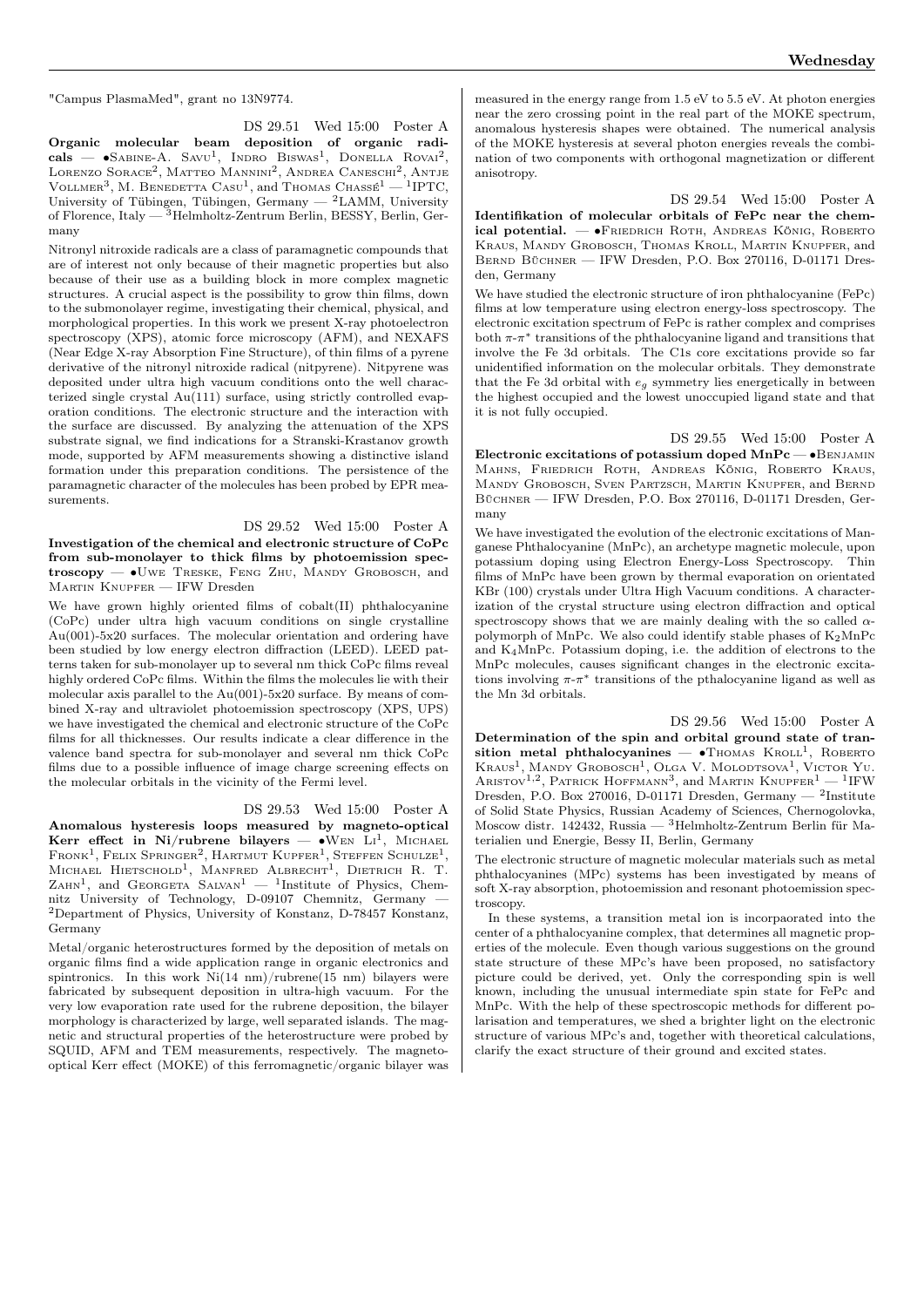"Campus PlasmaMed", grant no 13N9774.

DS 29.51 Wed 15:00 Poster A

**Organic molecular beam deposition of organic radicals** — •Sabine-A. Savu[1], Indro Biswas[1], Donella Rovai[2], Lorenzo Sorace[2], Matteo Mannini[2], Andrea Caneschi[2], Antje Vollmer[3], M. Benedetta Casu[1], and Thomas Chassé[1] — [1]IPTC, University of Tübingen, Tübingen, Germany — [2]LAMM, University of Florence, Italy — [3]Helmholtz-Zentrum Berlin, BESSY, Berlin, Germany

Nitronyl nitroxide radicals are a class of paramagnetic compounds that are of interest not only because of their magnetic properties but also because of their use as a building block in more complex magnetic structures. A crucial aspect is the possibility to grow thin films, down to the submonolayer regime, investigating their chemical, physical, and morphological properties. In this work we present X-ray photoelectron spectroscopy (XPS), atomic force microscopy (AFM), and NEXAFS (Near Edge X-ray Absorption Fine Structure), of thin films of a pyrene derivative of the nitronyl nitroxide radical (nitpyrene). Nitpyrene was deposited under ultra high vacuum conditions onto the well characterized single crystal Au(111) surface, using strictly controlled evaporation conditions. The electronic structure and the interaction with the surface are discussed. By analyzing the attenuation of the XPS substrate signal, we find indications for a Stranski-Krastanov growth mode, supported by AFM measurements showing a distinctive island formation under this preparation conditions. The persistence of the paramagnetic character of the molecules has been probed by EPR measurements.

DS 29.52 Wed 15:00 Poster A

**Investigation of the chemical and electronic structure of CoPc from sub-monolayer to thick films by photoemission spectroscopy** — •Uwe Treske, Feng Zhu, Mandy Grobosch, and Martin Knupfer — IFW Dresden

We have grown highly oriented films of cobalt(II) phthalocyanine (CoPc) under ultra high vacuum conditions on single crystalline Au(001)-5x20 surfaces. The molecular orientation and ordering have been studied by low energy electron diffraction (LEED). LEED patterns taken for sub-monolayer up to several nm thick CoPc films reveal highly ordered CoPc films. Within the films the molecules lie with their molecular axis parallel to the Au(001)-5x20 surface. By means of combined X-ray and ultraviolet photoemission spectroscopy (XPS, UPS) we have investigated the chemical and electronic structure of the CoPc films for all thicknesses. Our results indicate a clear difference in the valence band spectra for sub-monolayer and several nm thick CoPc films due to a possible influence of image charge screening effects on the molecular orbitals in the vicinity of the Fermi level.

DS 29.53 Wed 15:00 Poster A

**Anomalous hysteresis loops measured by magneto-optical Kerr effect in Ni/rubrene bilayers** — •Wen Li[1], Michael Fronk[1], Felix Springer[2], Hartmut Kupfer[1], Steffen Schulze[1], Michael Hietschold[1], Manfred Albrecht[1], Dietrich R. T. Zahn[1], and Georgeta Salvan[1] — [1]Institute of Physics, Chemnitz University of Technology, D-09107 Chemnitz, Germany — [2]Department of Physics, University of Konstanz, D-78457 Konstanz, Germany

Metal/organic heterostructures formed by the deposition of metals on organic films find a wide application range in organic electronics and spintronics. In this work Ni(14 nm)/rubrene(15 nm) bilayers were fabricated by subsequent deposition in ultra-high vacuum. For the very low evaporation rate used for the rubrene deposition, the bilayer morphology is characterized by large, well separated islands. The magnetic and structural properties of the heterostructure were probed by SQUID, AFM and TEM measurements, respectively. The magneto-optical Kerr effect (MOKE) of this ferromagnetic/organic bilayer was measured in the energy range from 1.5 eV to 5.5 eV. At photon energies near the zero crossing point in the real part of the MOKE spectrum, anomalous hysteresis shapes were obtained. The numerical analysis of the MOKE hysteresis at several photon energies reveals the combination of two components with orthogonal magnetization or different anisotropy.

DS 29.54 Wed 15:00 Poster A

**Identifikation of molecular orbitals of FePc near the chemical potential.** — •Friedrich Roth, Andreas König, Roberto Kraus, Mandy Grobosch, Thomas Kroll, Martin Knupfer, and Bernd Büchner — IFW Dresden, P.O. Box 270116, D-01171 Dresden, Germany

We have studied the electronic structure of iron phthalocyanine (FePc) films at low temperature using electron energy-loss spectroscopy. The electronic excitation spectrum of FePc is rather complex and comprises both $\pi$-$\pi^*$ transitions of the phthalocyanine ligand and transitions that involve the Fe 3d orbitals. The C1s core excitations provide so far unidentified information on the molecular orbitals. They demonstrate that the Fe 3d orbital with $e_g$ symmetry lies energetically in between the highest occupied and the lowest unoccupied ligand state and that it is not fully occupied.

DS 29.55 Wed 15:00 Poster A

**Electronic excitations of potassium doped MnPc** — •Benjamin Mahns, Friedrich Roth, Andreas König, Roberto Kraus, Mandy Grobosch, Sven Partzsch, Martin Knupfer, and Bernd Büchner — IFW Dresden, P.O. Box 270116, D-01171 Dresden, Germany

We have investigated the evolution of the electronic excitations of Manganese Phthalocyanine (MnPc), an archetype magnetic molecule, upon potassium doping using Electron Energy-Loss Spectroscopy. Thin films of MnPc have been grown by thermal evaporation on orientated KBr (100) crystals under Ultra High Vacuum conditions. A characterization of the crystal structure using electron diffraction and optical spectroscopy shows that we are mainly dealing with the so called $\alpha$-polymorph of MnPc. We also could identify stable phases of $K_2$MnPc and $K_4$MnPc. Potassium doping, i.e. the addition of electrons to the MnPc molecules, causes significant changes in the electronic excitations involving $\pi$-$\pi^*$ transitions of the pthalocyanine ligand as well as the Mn 3d orbitals.

DS 29.56 Wed 15:00 Poster A

**Determination of the spin and orbital ground state of transition metal phthalocyanines** — •Thomas Kroll[1], Roberto Kraus[1], Mandy Grobosch[1], Olga V. Molodtsova[1], Victor Yu. Aristov[1,2], Patrick Hoffmann[3], and Martin Knupfer[1] — [1]IFW Dresden, P.O. Box 270016, D-01171 Dresden, Germany — [2]Institute of Solid State Physics, Russian Academy of Sciences, Chernogolovka, Moscow distr. 142432, Russia — [3]Helmholtz-Zentrum Berlin für Materialien und Energie, Bessy II, Berlin, Germany

The electronic structure of magnetic molecular materials such as metal phthalocyanines (MPc) systems has been investigated by means of soft X-ray absorption, photoemission and resonant photoemission spectroscopy.

In these systems, a transition metal ion is incorpaorated into the center of a phthalocyanine complex, that determines all magnetic properties of the molecule. Even though various suggestions on the ground state structure of these MPc's have been proposed, no satisfactory picture could be derived, yet. Only the corresponding spin is well known, including the unusual intermediate spin state for FePc and MnPc. With the help of these spectroscopic methods for different polarisation and temperatures, we shed a brighter light on the electronic structure of various MPc's and, together with theoretical calculations, clarify the exact structure of their ground and excited states.